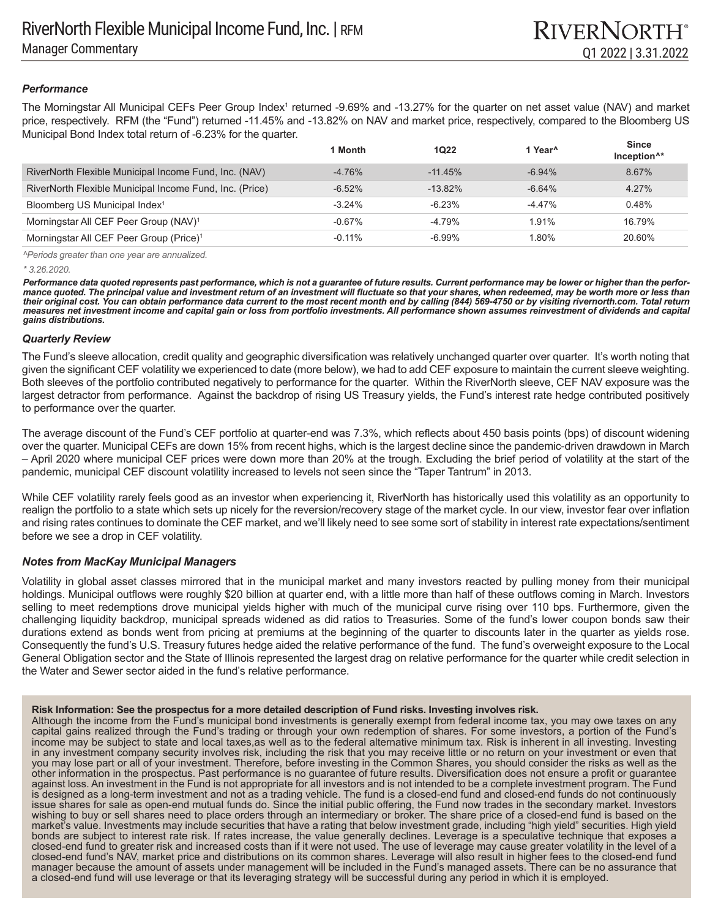# RiverNorth Flexible Municipal Income Fund, Inc. | RFM

## Manager Commentary

Q1 2022 | 3.31.2022

### *Performance*

The Morningstar All Municipal CEFs Peer Group Index[1] returned -9.69% and -13.27% for the quarter on net asset value (NAV) and market price, respectively. RFM (the "Fund") returned -11.45% and -13.82% on NAV and market price, respectively, compared to the Bloomberg US Municipal Bond Index total return of -6.23% for the quarter.

| | 1 Month | 1Q22 | 1 Year^ | Since Inception^* |
|---|---|---|---|---|
| RiverNorth Flexible Municipal Income Fund, Inc. (NAV) | -4.76% | -11.45% | -6.94% | 8.67% |
| RiverNorth Flexible Municipal Income Fund, Inc. (Price) | -6.52% | -13.82% | -6.64% | 4.27% |
| Bloomberg US Municipal Index[1] | -3.24% | -6.23% | -4.47% | 0.48% |
| Morningstar All CEF Peer Group (NAV)[1] | -0.67% | -4.79% | 1.91% | 16.79% |
| Morningstar All CEF Peer Group (Price)[1] | -0.11% | -6.99% | 1.80% | 20.60% |

*^Periods greater than one year are annualized.*

*\* 3.26.2020.*

***Performance data quoted represents past performance, which is not a guarantee of future results. Current performance may be lower or higher than the performance quoted. The principal value and investment return of an investment will fluctuate so that your shares, when redeemed, may be worth more or less than their original cost. You can obtain performance data current to the most recent month end by calling (844) 569-4750 or by visiting rivernorth.com. Total return measures net investment income and capital gain or loss from portfolio investments. All performance shown assumes reinvestment of dividends and capital gains distributions.***

### *Quarterly Review*

The Fund's sleeve allocation, credit quality and geographic diversification was relatively unchanged quarter over quarter. It's worth noting that given the significant CEF volatility we experienced to date (more below), we had to add CEF exposure to maintain the current sleeve weighting. Both sleeves of the portfolio contributed negatively to performance for the quarter. Within the RiverNorth sleeve, CEF NAV exposure was the largest detractor from performance. Against the backdrop of rising US Treasury yields, the Fund's interest rate hedge contributed positively to performance over the quarter.

The average discount of the Fund's CEF portfolio at quarter-end was 7.3%, which reflects about 450 basis points (bps) of discount widening over the quarter. Municipal CEFs are down 15% from recent highs, which is the largest decline since the pandemic-driven drawdown in March – April 2020 where municipal CEF prices were down more than 20% at the trough. Excluding the brief period of volatility at the start of the pandemic, municipal CEF discount volatility increased to levels not seen since the "Taper Tantrum" in 2013.

While CEF volatility rarely feels good as an investor when experiencing it, RiverNorth has historically used this volatility as an opportunity to realign the portfolio to a state which sets up nicely for the reversion/recovery stage of the market cycle. In our view, investor fear over inflation and rising rates continues to dominate the CEF market, and we'll likely need to see some sort of stability in interest rate expectations/sentiment before we see a drop in CEF volatility.

### *Notes from MacKay Municipal Managers*

Volatility in global asset classes mirrored that in the municipal market and many investors reacted by pulling money from their municipal holdings. Municipal outflows were roughly $20 billion at quarter end, with a little more than half of these outflows coming in March. Investors selling to meet redemptions drove municipal yields higher with much of the municipal curve rising over 110 bps. Furthermore, given the challenging liquidity backdrop, municipal spreads widened as did ratios to Treasuries. Some of the fund's lower coupon bonds saw their durations extend as bonds went from pricing at premiums at the beginning of the quarter to discounts later in the quarter as yields rose. Consequently the fund's U.S. Treasury futures hedge aided the relative performance of the fund. The fund's overweight exposure to the Local General Obligation sector and the State of Illinois represented the largest drag on relative performance for the quarter while credit selection in the Water and Sewer sector aided in the fund's relative performance.

**Risk Information: See the prospectus for a more detailed description of Fund risks. Investing involves risk.**

Although the income from the Fund's municipal bond investments is generally exempt from federal income tax, you may owe taxes on any capital gains realized through the Fund's trading or through your own redemption of shares. For some investors, a portion of the Fund's income may be subject to state and local taxes,as well as to the federal alternative minimum tax. Risk is inherent in all investing. Investing in any investment company security involves risk, including the risk that you may receive little or no return on your investment or even that you may lose part or all of your investment. Therefore, before investing in the Common Shares, you should consider the risks as well as the other information in the prospectus. Past performance is no guarantee of future results. Diversification does not ensure a profit or guarantee against loss. An investment in the Fund is not appropriate for all investors and is not intended to be a complete investment program. The Fund is designed as a long-term investment and not as a trading vehicle. The fund is a closed-end fund and closed-end funds do not continuously issue shares for sale as open-end mutual funds do. Since the initial public offering, the Fund now trades in the secondary market. Investors wishing to buy or sell shares need to place orders through an intermediary or broker. The share price of a closed-end fund is based on the market's value. Investments may include securities that have a rating that below investment grade, including "high yield" securities. High yield bonds are subject to interest rate risk. If rates increase, the value generally declines. Leverage is a speculative technique that exposes a closed-end fund to greater risk and increased costs than if it were not used. The use of leverage may cause greater volatility in the level of a closed-end fund's NAV, market price and distributions on its common shares. Leverage will also result in higher fees to the closed-end fund manager because the amount of assets under management will be included in the Fund's managed assets. There can be no assurance that a closed-end fund will use leverage or that its leveraging strategy will be successful during any period in which it is employed.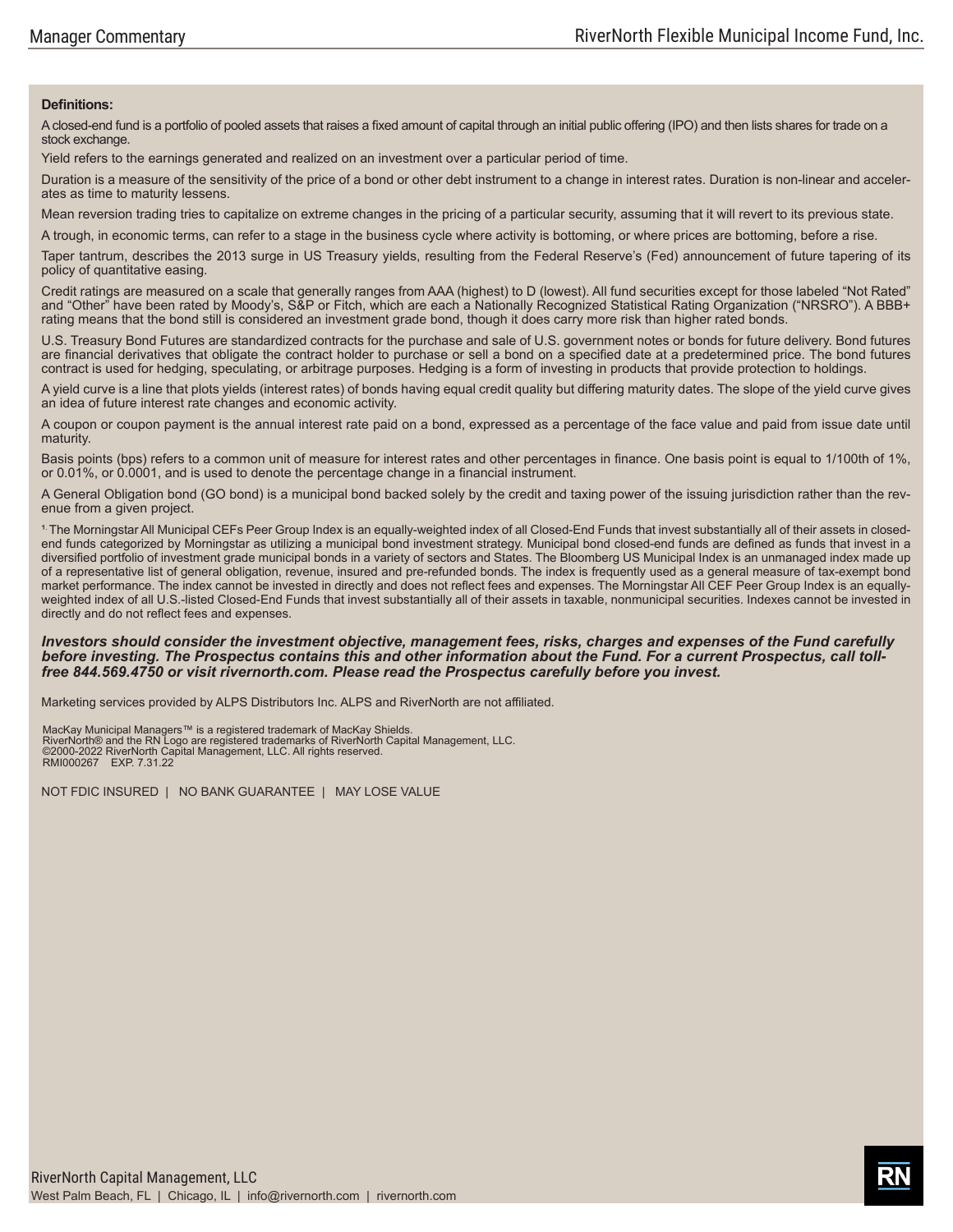**Definitions:**

A closed-end fund is a portfolio of pooled assets that raises a fixed amount of capital through an initial public offering (IPO) and then lists shares for trade on a stock exchange.

Yield refers to the earnings generated and realized on an investment over a particular period of time.

Duration is a measure of the sensitivity of the price of a bond or other debt instrument to a change in interest rates. Duration is non-linear and accelerates as time to maturity lessens.

Mean reversion trading tries to capitalize on extreme changes in the pricing of a particular security, assuming that it will revert to its previous state.

A trough, in economic terms, can refer to a stage in the business cycle where activity is bottoming, or where prices are bottoming, before a rise.

Taper tantrum, describes the 2013 surge in US Treasury yields, resulting from the Federal Reserve's (Fed) announcement of future tapering of its policy of quantitative easing.

Credit ratings are measured on a scale that generally ranges from AAA (highest) to D (lowest). All fund securities except for those labeled "Not Rated" and "Other" have been rated by Moody's, S&P or Fitch, which are each a Nationally Recognized Statistical Rating Organization ("NRSRO"). A BBB+ rating means that the bond still is considered an investment grade bond, though it does carry more risk than higher rated bonds.

U.S. Treasury Bond Futures are standardized contracts for the purchase and sale of U.S. government notes or bonds for future delivery. Bond futures are financial derivatives that obligate the contract holder to purchase or sell a bond on a specified date at a predetermined price. The bond futures contract is used for hedging, speculating, or arbitrage purposes. Hedging is a form of investing in products that provide protection to holdings.

A yield curve is a line that plots yields (interest rates) of bonds having equal credit quality but differing maturity dates. The slope of the yield curve gives an idea of future interest rate changes and economic activity.

A coupon or coupon payment is the annual interest rate paid on a bond, expressed as a percentage of the face value and paid from issue date until maturity.

Basis points (bps) refers to a common unit of measure for interest rates and other percentages in finance. One basis point is equal to 1/100th of 1%, or 0.01%, or 0.0001, and is used to denote the percentage change in a financial instrument.

A General Obligation bond (GO bond) is a municipal bond backed solely by the credit and taxing power of the issuing jurisdiction rather than the revenue from a given project.

[1] The Morningstar All Municipal CEFs Peer Group Index is an equally-weighted index of all Closed-End Funds that invest substantially all of their assets in closed-end funds categorized by Morningstar as utilizing a municipal bond investment strategy. Municipal bond closed-end funds are defined as funds that invest in a diversified portfolio of investment grade municipal bonds in a variety of sectors and States. The Bloomberg US Municipal Index is an unmanaged index made up of a representative list of general obligation, revenue, insured and pre-refunded bonds. The index is frequently used as a general measure of tax-exempt bond market performance. The index cannot be invested in directly and does not reflect fees and expenses. The Morningstar All CEF Peer Group Index is an equally-weighted index of all U.S.-listed Closed-End Funds that invest substantially all of their assets in taxable, nonmunicipal securities. Indexes cannot be invested in directly and do not reflect fees and expenses.

***Investors should consider the investment objective, management fees, risks, charges and expenses of the Fund carefully before investing. The Prospectus contains this and other information about the Fund. For a current Prospectus, call toll-free 844.569.4750 or visit rivernorth.com. Please read the Prospectus carefully before you invest.***

Marketing services provided by ALPS Distributors Inc. ALPS and RiverNorth are not affiliated.

MacKay Municipal Managers™ is a registered trademark of MacKay Shields.
RiverNorth® and the RN Logo are registered trademarks of RiverNorth Capital Management, LLC.
©2000-2022 RiverNorth Capital Management, LLC. All rights reserved.
RMI000267 EXP. 7.31.22

NOT FDIC INSURED | NO BANK GUARANTEE | MAY LOSE VALUE

RiverNorth Capital Management, LLC
West Palm Beach, FL | Chicago, IL | info@rivernorth.com | rivernorth.com